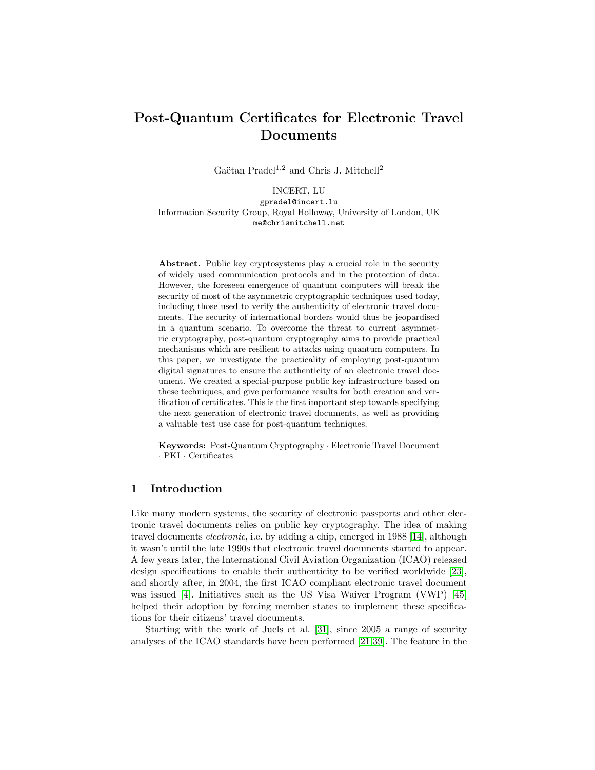# Post-Quantum Certificates for Electronic Travel Documents

Gaëtan Pradel[1,2] and Chris J. Mitchell[2]

INCERT, LU
gpradel@incert.lu
Information Security Group, Royal Holloway, University of London, UK
me@chrismitchell.net

**Abstract.** Public key cryptosystems play a crucial role in the security of widely used communication protocols and in the protection of data. However, the foreseen emergence of quantum computers will break the security of most of the asymmetric cryptographic techniques used today, including those used to verify the authenticity of electronic travel documents. The security of international borders would thus be jeopardised in a quantum scenario. To overcome the threat to current asymmetric cryptography, post-quantum cryptography aims to provide practical mechanisms which are resilient to attacks using quantum computers. In this paper, we investigate the practicality of employing post-quantum digital signatures to ensure the authenticity of an electronic travel document. We created a special-purpose public key infrastructure based on these techniques, and give performance results for both creation and verification of certificates. This is the first important step towards specifying the next generation of electronic travel documents, as well as providing a valuable test use case for post-quantum techniques.

**Keywords:** Post-Quantum Cryptography · Electronic Travel Document · PKI · Certificates

## 1 Introduction

Like many modern systems, the security of electronic passports and other electronic travel documents relies on public key cryptography. The idea of making travel documents *electronic*, i.e. by adding a chip, emerged in 1988 [14], although it wasn't until the late 1990s that electronic travel documents started to appear. A few years later, the International Civil Aviation Organization (ICAO) released design specifications to enable their authenticity to be verified worldwide [23], and shortly after, in 2004, the first ICAO compliant electronic travel document was issued [4]. Initiatives such as the US Visa Waiver Program (VWP) [45] helped their adoption by forcing member states to implement these specifications for their citizens' travel documents.

Starting with the work of Juels et al. [31], since 2005 a range of security analyses of the ICAO standards have been performed [21,39]. The feature in the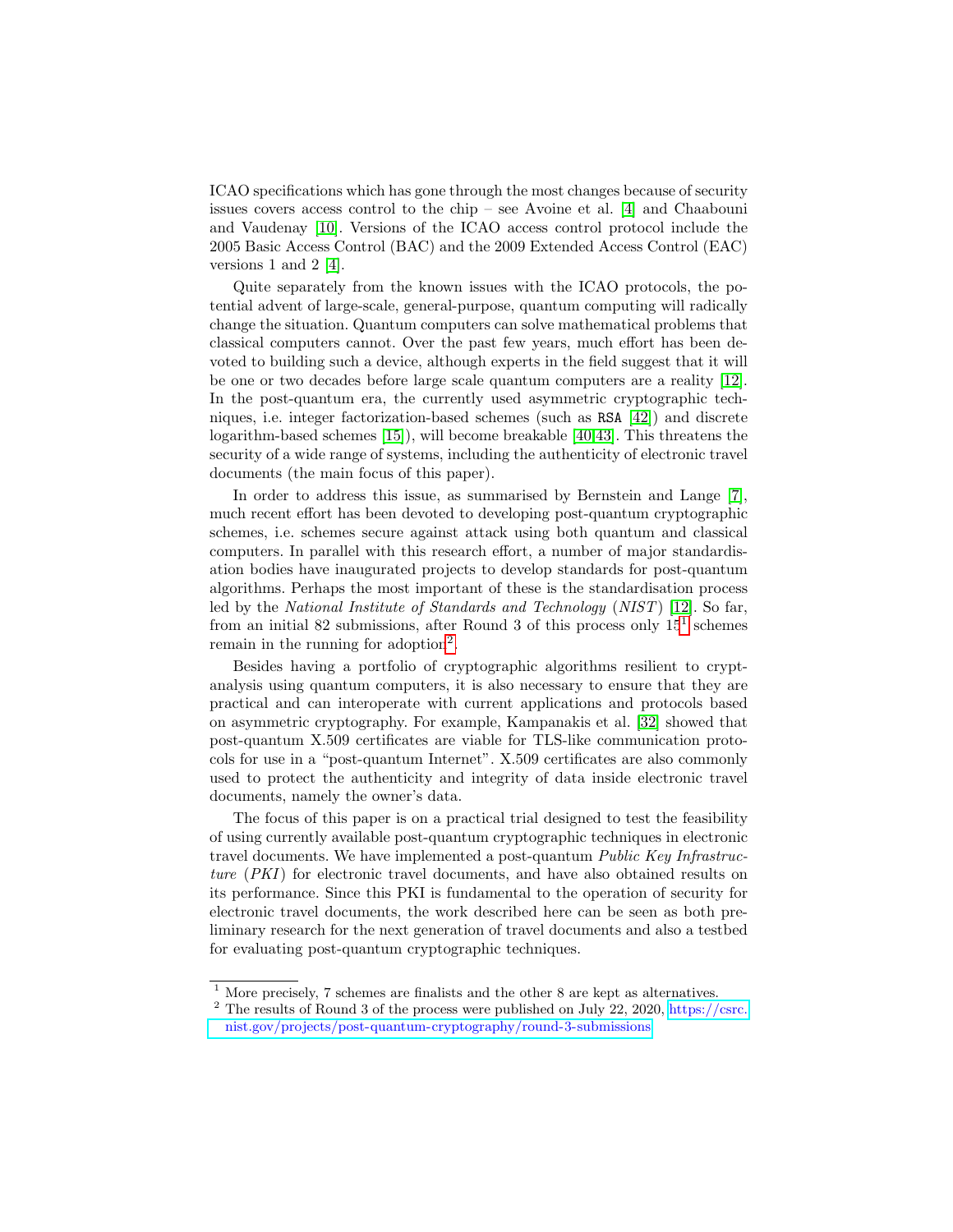ICAO specifications which has gone through the most changes because of security issues covers access control to the chip – see Avoine et al. [4] and Chaabouni and Vaudenay [10]. Versions of the ICAO access control protocol include the 2005 Basic Access Control (BAC) and the 2009 Extended Access Control (EAC) versions 1 and 2 [4].

Quite separately from the known issues with the ICAO protocols, the potential advent of large-scale, general-purpose, quantum computing will radically change the situation. Quantum computers can solve mathematical problems that classical computers cannot. Over the past few years, much effort has been devoted to building such a device, although experts in the field suggest that it will be one or two decades before large scale quantum computers are a reality [12]. In the post-quantum era, the currently used asymmetric cryptographic techniques, i.e. integer factorization-based schemes (such as `RSA` [42]) and discrete logarithm-based schemes [15]), will become breakable [40,43]. This threatens the security of a wide range of systems, including the authenticity of electronic travel documents (the main focus of this paper).

In order to address this issue, as summarised by Bernstein and Lange [7], much recent effort has been devoted to developing post-quantum cryptographic schemes, i.e. schemes secure against attack using both quantum and classical computers. In parallel with this research effort, a number of major standardisation bodies have inaugurated projects to develop standards for post-quantum algorithms. Perhaps the most important of these is the standardisation process led by the *National Institute of Standards and Technology* (*NIST*) [12]. So far, from an initial 82 submissions, after Round 3 of this process only 15[1] schemes remain in the running for adoption[2].

Besides having a portfolio of cryptographic algorithms resilient to cryptanalysis using quantum computers, it is also necessary to ensure that they are practical and can interoperate with current applications and protocols based on asymmetric cryptography. For example, Kampanakis et al. [32] showed that post-quantum X.509 certificates are viable for TLS-like communication protocols for use in a "post-quantum Internet". X.509 certificates are also commonly used to protect the authenticity and integrity of data inside electronic travel documents, namely the owner's data.

The focus of this paper is on a practical trial designed to test the feasibility of using currently available post-quantum cryptographic techniques in electronic travel documents. We have implemented a post-quantum *Public Key Infrastructure* (*PKI*) for electronic travel documents, and have also obtained results on its performance. Since this PKI is fundamental to the operation of security for electronic travel documents, the work described here can be seen as both preliminary research for the next generation of travel documents and also a testbed for evaluating post-quantum cryptographic techniques.

---

[1] More precisely, 7 schemes are finalists and the other 8 are kept as alternatives.

[2] The results of Round 3 of the process were published on July 22, 2020, https://csrc.nist.gov/projects/post-quantum-cryptography/round-3-submissions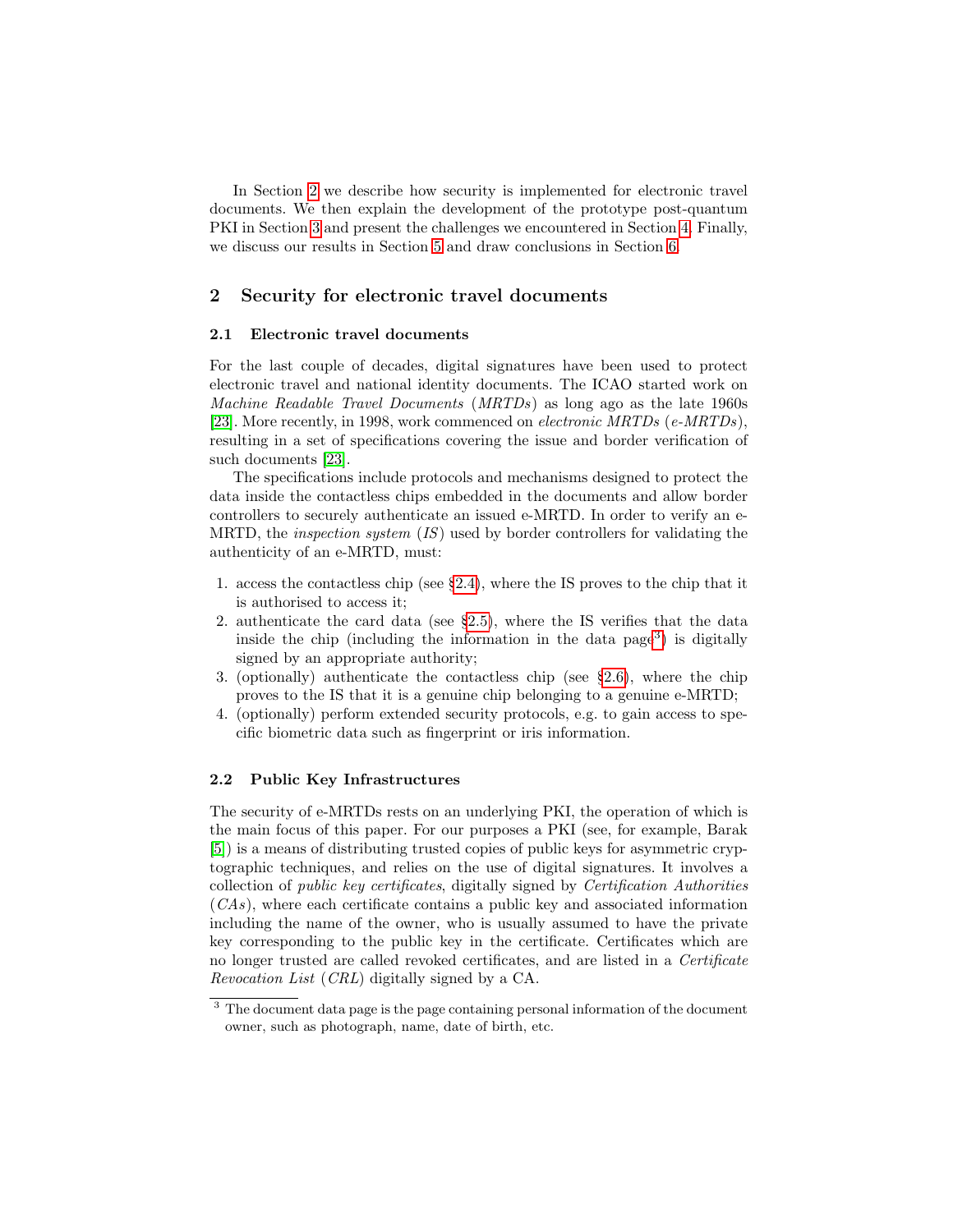In Section 2 we describe how security is implemented for electronic travel documents. We then explain the development of the prototype post-quantum PKI in Section 3 and present the challenges we encountered in Section 4. Finally, we discuss our results in Section 5 and draw conclusions in Section 6.

## 2 Security for electronic travel documents

### 2.1 Electronic travel documents

For the last couple of decades, digital signatures have been used to protect electronic travel and national identity documents. The ICAO started work on *Machine Readable Travel Documents* (*MRTDs*) as long ago as the late 1960s [23]. More recently, in 1998, work commenced on *electronic MRTDs* (*e-MRTDs*), resulting in a set of specifications covering the issue and border verification of such documents [23].

The specifications include protocols and mechanisms designed to protect the data inside the contactless chips embedded in the documents and allow border controllers to securely authenticate an issued e-MRTD. In order to verify an e-MRTD, the *inspection system* (*IS*) used by border controllers for validating the authenticity of an e-MRTD, must:

1. access the contactless chip (see §2.4), where the IS proves to the chip that it is authorised to access it;
2. authenticate the card data (see §2.5), where the IS verifies that the data inside the chip (including the information in the data page[3]) is digitally signed by an appropriate authority;
3. (optionally) authenticate the contactless chip (see §2.6), where the chip proves to the IS that it is a genuine chip belonging to a genuine e-MRTD;
4. (optionally) perform extended security protocols, e.g. to gain access to specific biometric data such as fingerprint or iris information.

### 2.2 Public Key Infrastructures

The security of e-MRTDs rests on an underlying PKI, the operation of which is the main focus of this paper. For our purposes a PKI (see, for example, Barak [5]) is a means of distributing trusted copies of public keys for asymmetric cryptographic techniques, and relies on the use of digital signatures. It involves a collection of *public key certificates*, digitally signed by *Certification Authorities* (*CAs*), where each certificate contains a public key and associated information including the name of the owner, who is usually assumed to have the private key corresponding to the public key in the certificate. Certificates which are no longer trusted are called revoked certificates, and are listed in a *Certificate Revocation List* (*CRL*) digitally signed by a CA.

[3] The document data page is the page containing personal information of the document owner, such as photograph, name, date of birth, etc.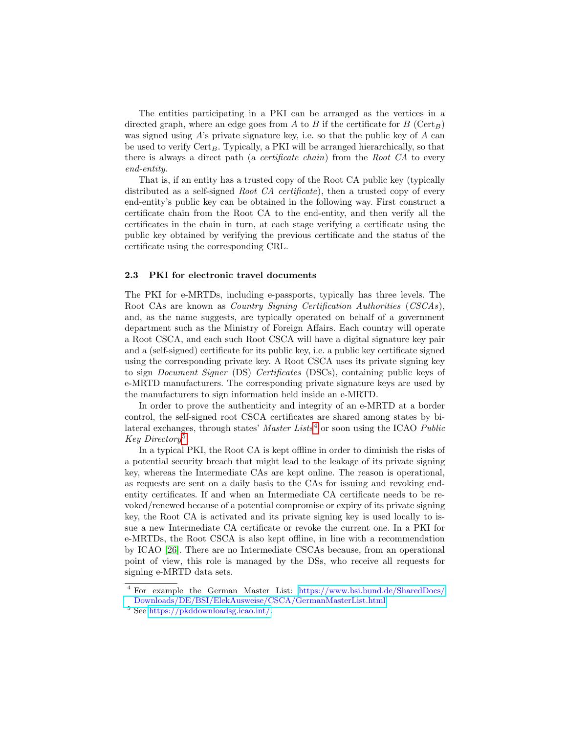The entities participating in a PKI can be arranged as the vertices in a directed graph, where an edge goes from $A$ to $B$ if the certificate for $B$ ($\mathrm{Cert}_B$) was signed using $A$'s private signature key, i.e. so that the public key of $A$ can be used to verify $\mathrm{Cert}_B$. Typically, a PKI will be arranged hierarchically, so that there is always a direct path (a *certificate chain*) from the *Root CA* to every *end-entity*.

That is, if an entity has a trusted copy of the Root CA public key (typically distributed as a self-signed *Root CA certificate*), then a trusted copy of every end-entity's public key can be obtained in the following way. First construct a certificate chain from the Root CA to the end-entity, and then verify all the certificates in the chain in turn, at each stage verifying a certificate using the public key obtained by verifying the previous certificate and the status of the certificate using the corresponding CRL.

### 2.3 PKI for electronic travel documents

The PKI for e-MRTDs, including e-passports, typically has three levels. The Root CAs are known as *Country Signing Certification Authorities* (*CSCAs*), and, as the name suggests, are typically operated on behalf of a government department such as the Ministry of Foreign Affairs. Each country will operate a Root CSCA, and each such Root CSCA will have a digital signature key pair and a (self-signed) certificate for its public key, i.e. a public key certificate signed using the corresponding private key. A Root CSCA uses its private signing key to sign *Document Signer* (DS) *Certificates* (DSCs), containing public keys of e-MRTD manufacturers. The corresponding private signature keys are used by the manufacturers to sign information held inside an e-MRTD.

In order to prove the authenticity and integrity of an e-MRTD at a border control, the self-signed root CSCA certificates are shared among states by bilateral exchanges, through states' *Master Lists*[4] or soon using the ICAO *Public Key Directory*[5].

In a typical PKI, the Root CA is kept offline in order to diminish the risks of a potential security breach that might lead to the leakage of its private signing key, whereas the Intermediate CAs are kept online. The reason is operational, as requests are sent on a daily basis to the CAs for issuing and revoking end-entity certificates. If and when an Intermediate CA certificate needs to be revoked/renewed because of a potential compromise or expiry of its private signing key, the Root CA is activated and its private signing key is used locally to issue a new Intermediate CA certificate or revoke the current one. In a PKI for e-MRTDs, the Root CSCA is also kept offline, in line with a recommendation by ICAO [26]. There are no Intermediate CSCAs because, from an operational point of view, this role is managed by the DSs, who receive all requests for signing e-MRTD data sets.

---

[4] For example the German Master List: https://www.bsi.bund.de/SharedDocs/Downloads/DE/BSI/ElekAusweise/CSCA/GermanMasterList.html

[5] See https://pkddownloadsg.icao.int/.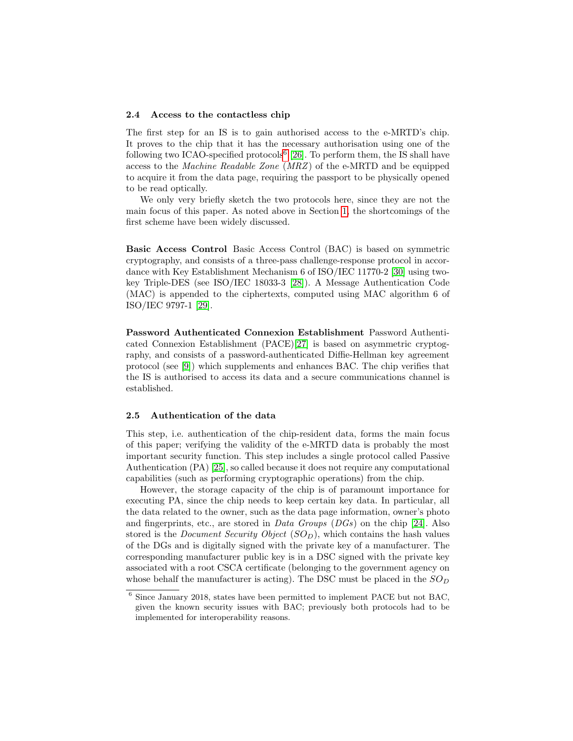### 2.4 Access to the contactless chip

The first step for an IS is to gain authorised access to the e-MRTD's chip. It proves to the chip that it has the necessary authorisation using one of the following two ICAO-specified protocols[6] [26]. To perform them, the IS shall have access to the *Machine Readable Zone* (*MRZ*) of the e-MRTD and be equipped to acquire it from the data page, requiring the passport to be physically opened to be read optically.

We only very briefly sketch the two protocols here, since they are not the main focus of this paper. As noted above in Section 1, the shortcomings of the first scheme have been widely discussed.

**Basic Access Control** Basic Access Control (BAC) is based on symmetric cryptography, and consists of a three-pass challenge-response protocol in accordance with Key Establishment Mechanism 6 of ISO/IEC 11770-2 [30] using two-key Triple-DES (see ISO/IEC 18033-3 [28]). A Message Authentication Code (MAC) is appended to the ciphertexts, computed using MAC algorithm 6 of ISO/IEC 9797-1 [29].

**Password Authenticated Connexion Establishment** Password Authenticated Connexion Establishment (PACE)[27] is based on asymmetric cryptography, and consists of a password-authenticated Diffie-Hellman key agreement protocol (see [9]) which supplements and enhances BAC. The chip verifies that the IS is authorised to access its data and a secure communications channel is established.

### 2.5 Authentication of the data

This step, i.e. authentication of the chip-resident data, forms the main focus of this paper; verifying the validity of the e-MRTD data is probably the most important security function. This step includes a single protocol called Passive Authentication (PA) [25], so called because it does not require any computational capabilities (such as performing cryptographic operations) from the chip.

However, the storage capacity of the chip is of paramount importance for executing PA, since the chip needs to keep certain key data. In particular, all the data related to the owner, such as the data page information, owner's photo and fingerprints, etc., are stored in *Data Groups* (*DGs*) on the chip [24]. Also stored is the *Document Security Object* ($SO_D$), which contains the hash values of the DGs and is digitally signed with the private key of a manufacturer. The corresponding manufacturer public key is in a DSC signed with the private key associated with a root CSCA certificate (belonging to the government agency on whose behalf the manufacturer is acting). The DSC must be placed in the $SO_D$

[6] Since January 2018, states have been permitted to implement PACE but not BAC, given the known security issues with BAC; previously both protocols had to be implemented for interoperability reasons.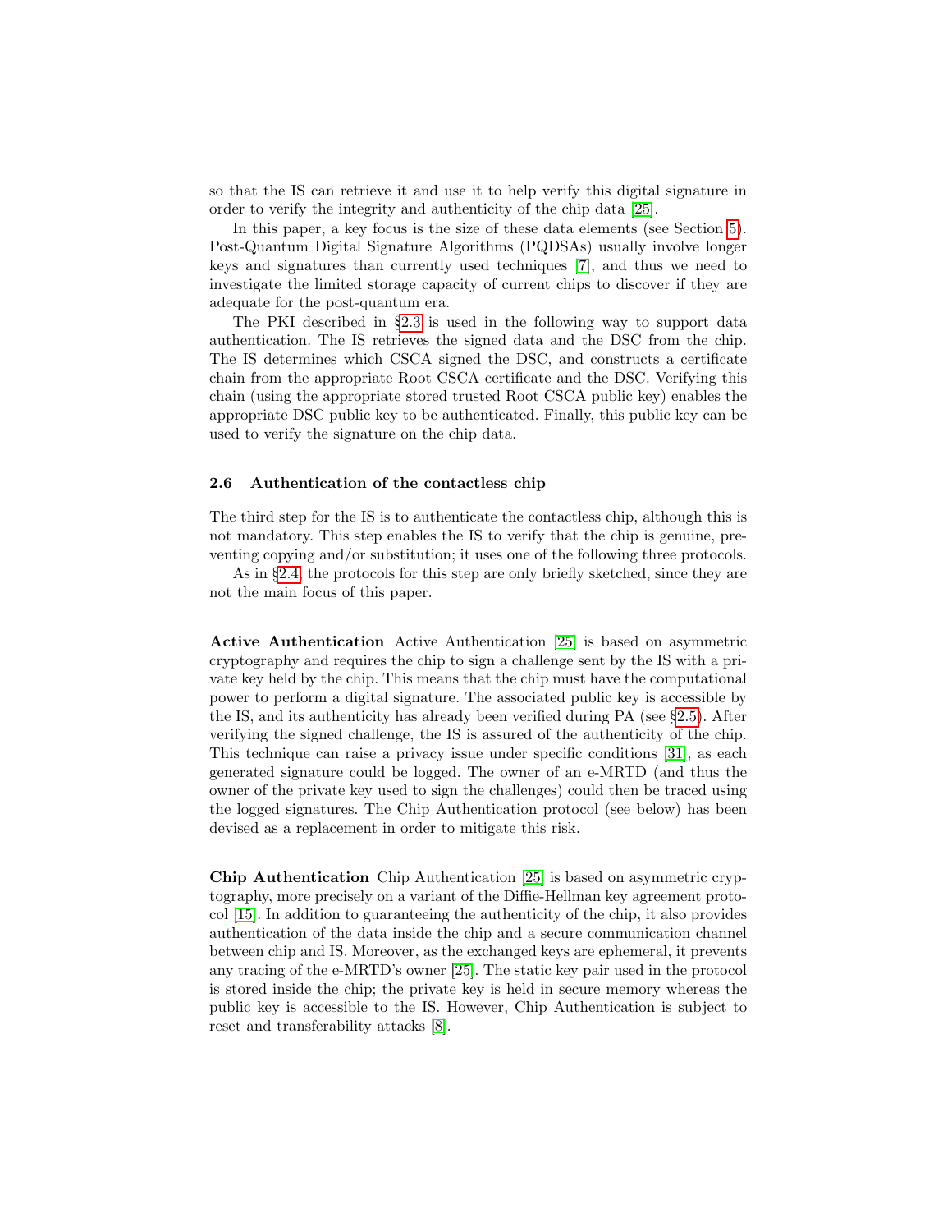so that the IS can retrieve it and use it to help verify this digital signature in order to verify the integrity and authenticity of the chip data [25].

In this paper, a key focus is the size of these data elements (see Section 5). Post-Quantum Digital Signature Algorithms (PQDSAs) usually involve longer keys and signatures than currently used techniques [7], and thus we need to investigate the limited storage capacity of current chips to discover if they are adequate for the post-quantum era.

The PKI described in §2.3 is used in the following way to support data authentication. The IS retrieves the signed data and the DSC from the chip. The IS determines which CSCA signed the DSC, and constructs a certificate chain from the appropriate Root CSCA certificate and the DSC. Verifying this chain (using the appropriate stored trusted Root CSCA public key) enables the appropriate DSC public key to be authenticated. Finally, this public key can be used to verify the signature on the chip data.

### 2.6 Authentication of the contactless chip

The third step for the IS is to authenticate the contactless chip, although this is not mandatory. This step enables the IS to verify that the chip is genuine, preventing copying and/or substitution; it uses one of the following three protocols.

As in §2.4, the protocols for this step are only briefly sketched, since they are not the main focus of this paper.

**Active Authentication** Active Authentication [25] is based on asymmetric cryptography and requires the chip to sign a challenge sent by the IS with a private key held by the chip. This means that the chip must have the computational power to perform a digital signature. The associated public key is accessible by the IS, and its authenticity has already been verified during PA (see §2.5). After verifying the signed challenge, the IS is assured of the authenticity of the chip. This technique can raise a privacy issue under specific conditions [31], as each generated signature could be logged. The owner of an e-MRTD (and thus the owner of the private key used to sign the challenges) could then be traced using the logged signatures. The Chip Authentication protocol (see below) has been devised as a replacement in order to mitigate this risk.

**Chip Authentication** Chip Authentication [25] is based on asymmetric cryptography, more precisely on a variant of the Diffie-Hellman key agreement protocol [15]. In addition to guaranteeing the authenticity of the chip, it also provides authentication of the data inside the chip and a secure communication channel between chip and IS. Moreover, as the exchanged keys are ephemeral, it prevents any tracing of the e-MRTD's owner [25]. The static key pair used in the protocol is stored inside the chip; the private key is held in secure memory whereas the public key is accessible to the IS. However, Chip Authentication is subject to reset and transferability attacks [8].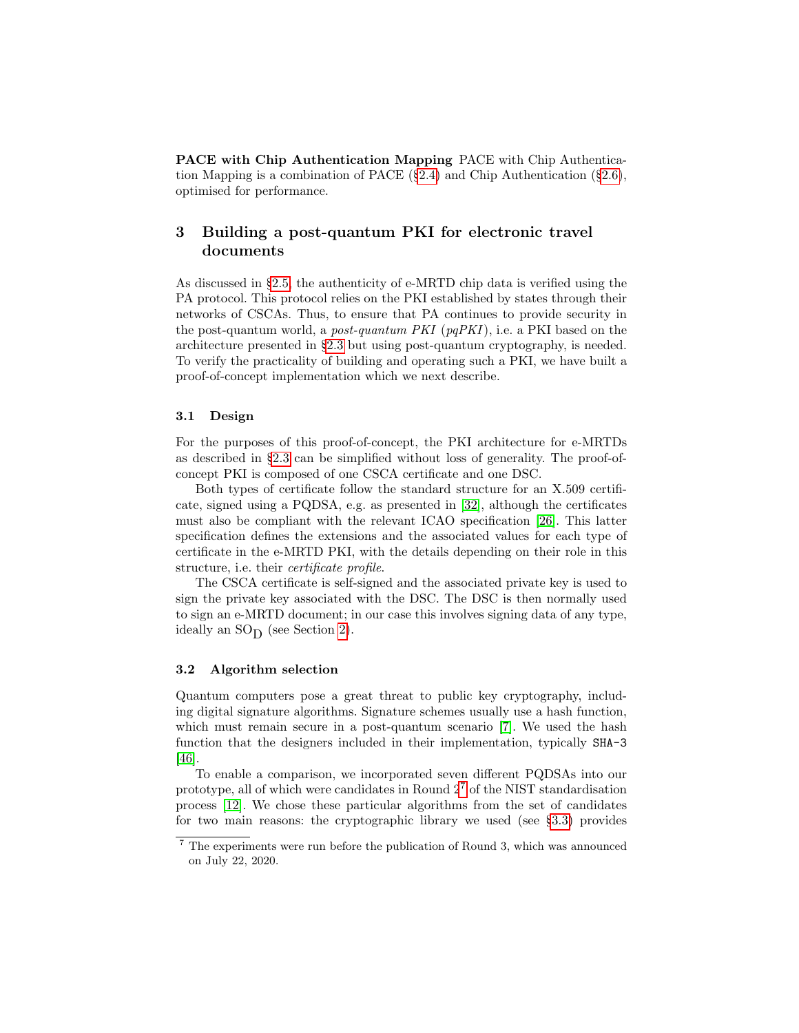**PACE with Chip Authentication Mapping** PACE with Chip Authentication Mapping is a combination of PACE (§2.4) and Chip Authentication (§2.6), optimised for performance.

## 3 Building a post-quantum PKI for electronic travel documents

As discussed in §2.5, the authenticity of e-MRTD chip data is verified using the PA protocol. This protocol relies on the PKI established by states through their networks of CSCAs. Thus, to ensure that PA continues to provide security in the post-quantum world, a *post-quantum PKI* (*pqPKI*), i.e. a PKI based on the architecture presented in §2.3 but using post-quantum cryptography, is needed. To verify the practicality of building and operating such a PKI, we have built a proof-of-concept implementation which we next describe.

### 3.1 Design

For the purposes of this proof-of-concept, the PKI architecture for e-MRTDs as described in §2.3 can be simplified without loss of generality. The proof-of-concept PKI is composed of one CSCA certificate and one DSC.

Both types of certificate follow the standard structure for an X.509 certificate, signed using a PQDSA, e.g. as presented in [32], although the certificates must also be compliant with the relevant ICAO specification [26]. This latter specification defines the extensions and the associated values for each type of certificate in the e-MRTD PKI, with the details depending on their role in this structure, i.e. their *certificate profile*.

The CSCA certificate is self-signed and the associated private key is used to sign the private key associated with the DSC. The DSC is then normally used to sign an e-MRTD document; in our case this involves signing data of any type, ideally an $\mathrm{SO_D}$ (see Section 2).

### 3.2 Algorithm selection

Quantum computers pose a great threat to public key cryptography, including digital signature algorithms. Signature schemes usually use a hash function, which must remain secure in a post-quantum scenario [7]. We used the hash function that the designers included in their implementation, typically `SHA-3` [46].

To enable a comparison, we incorporated seven different PQDSAs into our prototype, all of which were candidates in Round 2[7] of the NIST standardisation process [12]. We chose these particular algorithms from the set of candidates for two main reasons: the cryptographic library we used (see §3.3) provides

[7] The experiments were run before the publication of Round 3, which was announced on July 22, 2020.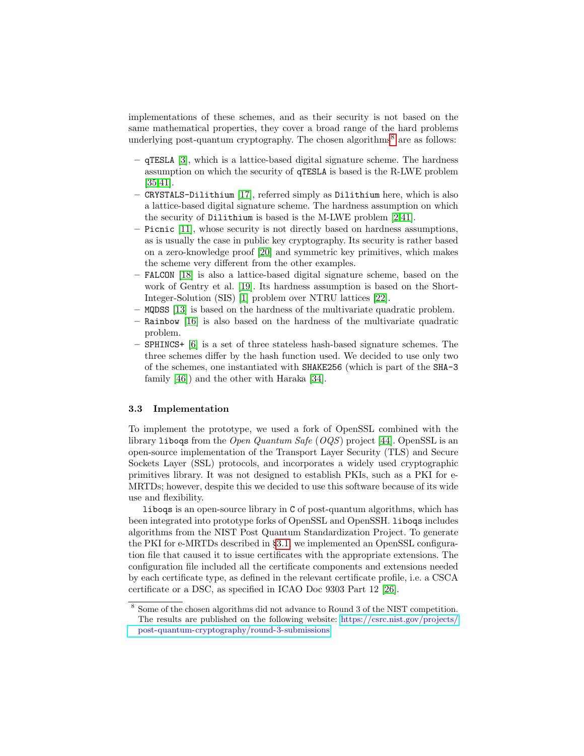implementations of these schemes, and as their security is not based on the same mathematical properties, they cover a broad range of the hard problems underlying post-quantum cryptography. The chosen algorithms[8] are as follows:

- qTESLA [3], which is a lattice-based digital signature scheme. The hardness assumption on which the security of qTESLA is based is the R-LWE problem [35,41].
- CRYSTALS-Dilithium [17], referred simply as Dilithium here, which is also a lattice-based digital signature scheme. The hardness assumption on which the security of Dilithium is based is the M-LWE problem [2,41].
- Picnic [11], whose security is not directly based on hardness assumptions, as is usually the case in public key cryptography. Its security is rather based on a zero-knowledge proof [20] and symmetric key primitives, which makes the scheme very different from the other examples.
- FALCON [18] is also a lattice-based digital signature scheme, based on the work of Gentry et al. [19]. Its hardness assumption is based on the Short-Integer-Solution (SIS) [1] problem over NTRU lattices [22].
- MQDSS [13] is based on the hardness of the multivariate quadratic problem.
- Rainbow [16] is also based on the hardness of the multivariate quadratic problem.
- SPHINCS+ [6] is a set of three stateless hash-based signature schemes. The three schemes differ by the hash function used. We decided to use only two of the schemes, one instantiated with SHAKE256 (which is part of the SHA-3 family [46]) and the other with Haraka [34].

### 3.3 Implementation

To implement the prototype, we used a fork of OpenSSL combined with the library liboqs from the *Open Quantum Safe* (*OQS*) project [44]. OpenSSL is an open-source implementation of the Transport Layer Security (TLS) and Secure Sockets Layer (SSL) protocols, and incorporates a widely used cryptographic primitives library. It was not designed to establish PKIs, such as a PKI for e-MRTDs; however, despite this we decided to use this software because of its wide use and flexibility.

liboqs is an open-source library in C of post-quantum algorithms, which has been integrated into prototype forks of OpenSSL and OpenSSH. liboqs includes algorithms from the NIST Post Quantum Standardization Project. To generate the PKI for e-MRTDs described in §3.1, we implemented an OpenSSL configuration file that caused it to issue certificates with the appropriate extensions. The configuration file included all the certificate components and extensions needed by each certificate type, as defined in the relevant certificate profile, i.e. a CSCA certificate or a DSC, as specified in ICAO Doc 9303 Part 12 [26].

[8] Some of the chosen algorithms did not advance to Round 3 of the NIST competition. The results are published on the following website: https://csrc.nist.gov/projects/post-quantum-cryptography/round-3-submissions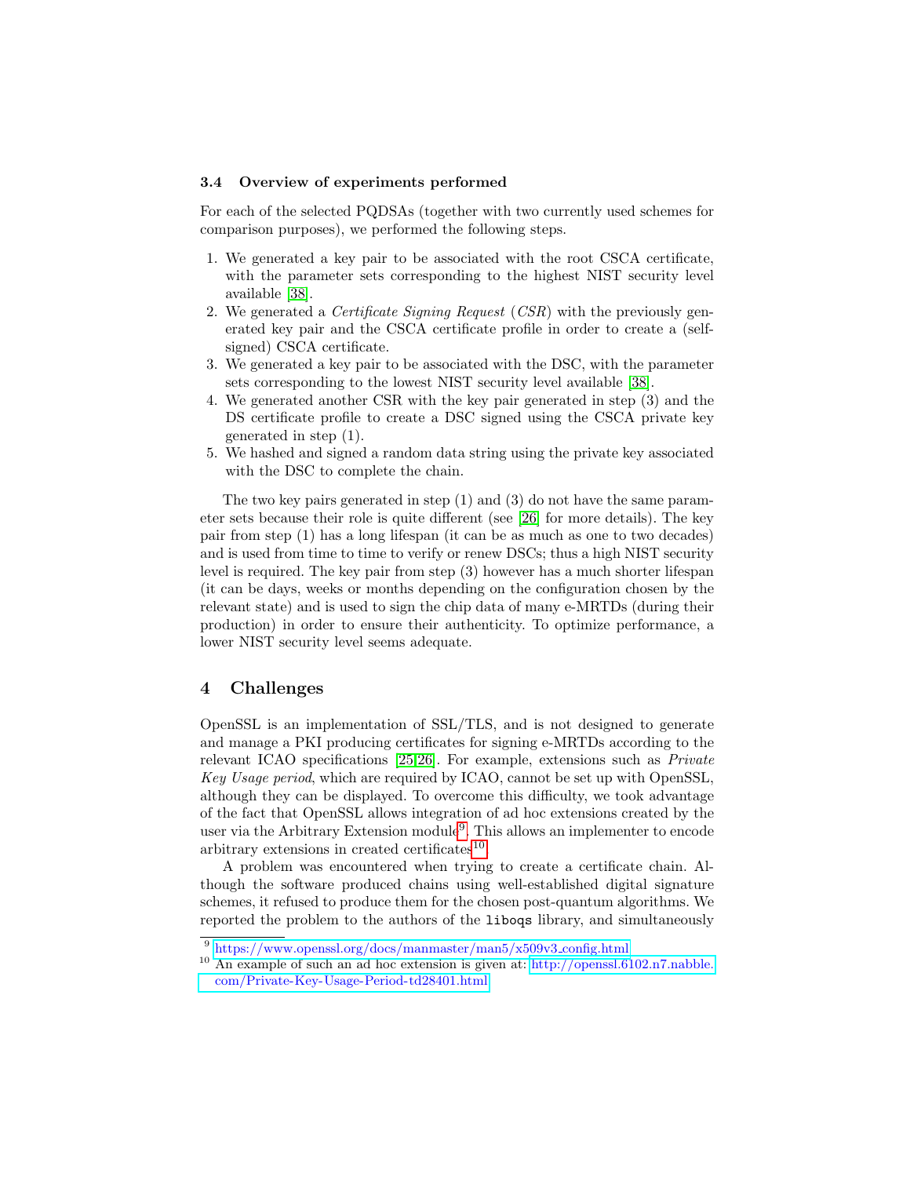### 3.4 Overview of experiments performed

For each of the selected PQDSAs (together with two currently used schemes for comparison purposes), we performed the following steps.

1. We generated a key pair to be associated with the root CSCA certificate, with the parameter sets corresponding to the highest NIST security level available [38].
2. We generated a *Certificate Signing Request* (*CSR*) with the previously generated key pair and the CSCA certificate profile in order to create a (self-signed) CSCA certificate.
3. We generated a key pair to be associated with the DSC, with the parameter sets corresponding to the lowest NIST security level available [38].
4. We generated another CSR with the key pair generated in step (3) and the DS certificate profile to create a DSC signed using the CSCA private key generated in step (1).
5. We hashed and signed a random data string using the private key associated with the DSC to complete the chain.

The two key pairs generated in step (1) and (3) do not have the same parameter sets because their role is quite different (see [26] for more details). The key pair from step (1) has a long lifespan (it can be as much as one to two decades) and is used from time to time to verify or renew DSCs; thus a high NIST security level is required. The key pair from step (3) however has a much shorter lifespan (it can be days, weeks or months depending on the configuration chosen by the relevant state) and is used to sign the chip data of many e-MRTDs (during their production) in order to ensure their authenticity. To optimize performance, a lower NIST security level seems adequate.

## 4 Challenges

OpenSSL is an implementation of SSL/TLS, and is not designed to generate and manage a PKI producing certificates for signing e-MRTDs according to the relevant ICAO specifications [25,26]. For example, extensions such as *Private Key Usage period*, which are required by ICAO, cannot be set up with OpenSSL, although they can be displayed. To overcome this difficulty, we took advantage of the fact that OpenSSL allows integration of ad hoc extensions created by the user via the Arbitrary Extension module[9]. This allows an implementer to encode arbitrary extensions in created certificates[10].

A problem was encountered when trying to create a certificate chain. Although the software produced chains using well-established digital signature schemes, it refused to produce them for the chosen post-quantum algorithms. We reported the problem to the authors of the `liboqs` library, and simultaneously

[9] https://www.openssl.org/docs/manmaster/man5/x509v3_config.html

[10] An example of such an ad hoc extension is given at: http://openssl.6102.n7.nabble.com/Private-Key-Usage-Period-td28401.html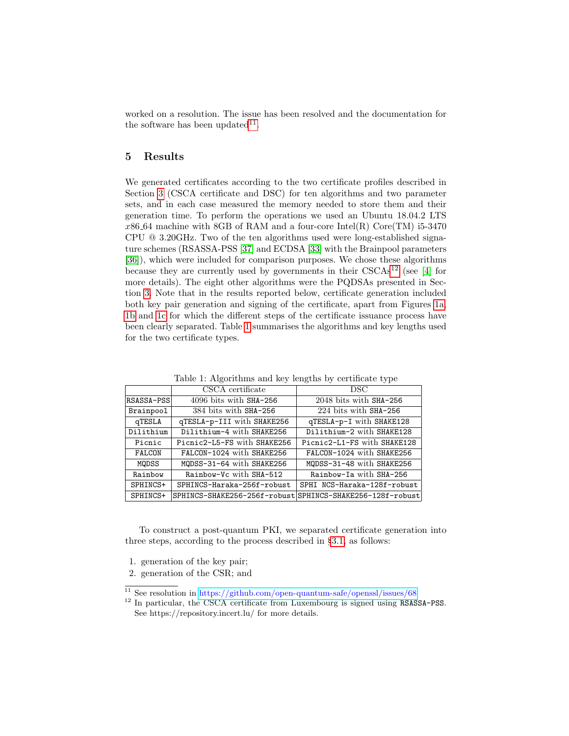worked on a resolution. The issue has been resolved and the documentation for the software has been updated[11].

## 5 Results

We generated certificates according to the two certificate profiles described in Section 3 (CSCA certificate and DSC) for ten algorithms and two parameter sets, and in each case measured the memory needed to store them and their generation time. To perform the operations we used an Ubuntu 18.04.2 LTS $x86\_64$ machine with 8GB of RAM and a four-core Intel(R) Core(TM) i5-3470 CPU @ 3.20GHz. Two of the ten algorithms used were long-established signature schemes (RSASSA-PSS [37] and ECDSA [33] with the Brainpool parameters [36]), which were included for comparison purposes. We chose these algorithms because they are currently used by governments in their CSCAs[12] (see [4] for more details). The eight other algorithms were the PQDSAs presented in Section 3. Note that in the results reported below, certificate generation included both key pair generation and signing of the certificate, apart from Figures 1a, 1b and 1c for which the different steps of the certificate issuance process have been clearly separated. Table 1 summarises the algorithms and key lengths used for the two certificate types.

Table 1: Algorithms and key lengths by certificate type

| | CSCA certificate | DSC |
|---|---|---|
| RSASSA-PSS | 4096 bits with SHA-256 | 2048 bits with SHA-256 |
| Brainpool | 384 bits with SHA-256 | 224 bits with SHA-256 |
| qTESLA | qTESLA-p-III with SHAKE256 | qTESLA-p-I with SHAKE128 |
| Dilithium | Dilithium-4 with SHAKE256 | Dilithium-2 with SHAKE128 |
| Picnic | Picnic2-L5-FS with SHAKE256 | Picnic2-L1-FS with SHAKE128 |
| FALCON | FALCON-1024 with SHAKE256 | FALCON-1024 with SHAKE256 |
| MQDSS | MQDSS-31-64 with SHAKE256 | MQDSS-31-48 with SHAKE256 |
| Rainbow | Rainbow-Vc with SHA-512 | Rainbow-Ia with SHA-256 |
| SPHINCS+ | SPHINCS-Haraka-256f-robust | SPHI NCS-Haraka-128f-robust |
| SPHINCS+ | SPHINCS-SHAKE256-256f-robust | SPHINCS-SHAKE256-128f-robust |

To construct a post-quantum PKI, we separated certificate generation into three steps, according to the process described in §3.1, as follows:

1. generation of the key pair;
2. generation of the CSR; and

[11] See resolution in https://github.com/open-quantum-safe/openssl/issues/68

[12] In particular, the CSCA certificate from Luxembourg is signed using RSASSA-PSS. See https://repository.incert.lu/ for more details.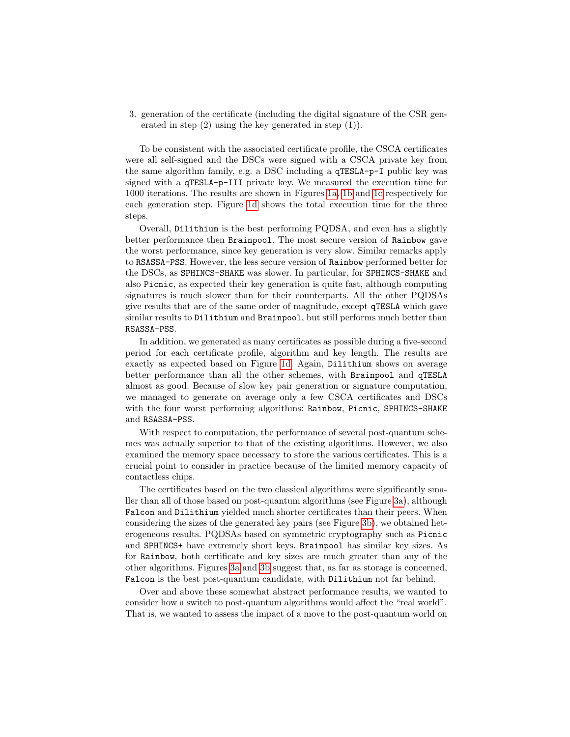3. generation of the certificate (including the digital signature of the CSR generated in step (2) using the key generated in step (1)).

To be consistent with the associated certificate profile, the CSCA certificates were all self-signed and the DSCs were signed with a CSCA private key from the same algorithm family, e.g. a DSC including a `qTESLA-p-I` public key was signed with a `qTESLA-p-III` private key. We measured the execution time for 1000 iterations. The results are shown in Figures 1a, 1b and 1c respectively for each generation step. Figure 1d shows the total execution time for the three steps.

Overall, `Dilithium` is the best performing PQDSA, and even has a slightly better performance then `Brainpool`. The most secure version of `Rainbow` gave the worst performance, since key generation is very slow. Similar remarks apply to `RSASSA-PSS`. However, the less secure version of `Rainbow` performed better for the DSCs, as `SPHINCS-SHAKE` was slower. In particular, for `SPHINCS-SHAKE` and also `Picnic`, as expected their key generation is quite fast, although computing signatures is much slower than for their counterparts. All the other PQDSAs give results that are of the same order of magnitude, except `qTESLA` which gave similar results to `Dilithium` and `Brainpool`, but still performs much better than `RSASSA-PSS`.

In addition, we generated as many certificates as possible during a five-second period for each certificate profile, algorithm and key length. The results are exactly as expected based on Figure 1d. Again, `Dilithium` shows on average better performance than all the other schemes, with `Brainpool` and `qTESLA` almost as good. Because of slow key pair generation or signature computation, we managed to generate on average only a few CSCA certificates and DSCs with the four worst performing algorithms: `Rainbow`, `Picnic`, `SPHINCS-SHAKE` and `RSASSA-PSS`.

With respect to computation, the performance of several post-quantum schemes was actually superior to that of the existing algorithms. However, we also examined the memory space necessary to store the various certificates. This is a crucial point to consider in practice because of the limited memory capacity of contactless chips.

The certificates based on the two classical algorithms were significantly smaller than all of those based on post-quantum algorithms (see Figure 3a), although `Falcon` and `Dilithium` yielded much shorter certificates than their peers. When considering the sizes of the generated key pairs (see Figure 3b), we obtained heterogeneous results. PQDSAs based on symmetric cryptography such as `Picnic` and `SPHINCS+` have extremely short keys. `Brainpool` has similar key sizes. As for `Rainbow`, both certificate and key sizes are much greater than any of the other algorithms. Figures 3a and 3b suggest that, as far as storage is concerned, `Falcon` is the best post-quantum candidate, with `Dilithium` not far behind.

Over and above these somewhat abstract performance results, we wanted to consider how a switch to post-quantum algorithms would affect the "real world". That is, we wanted to assess the impact of a move to the post-quantum world on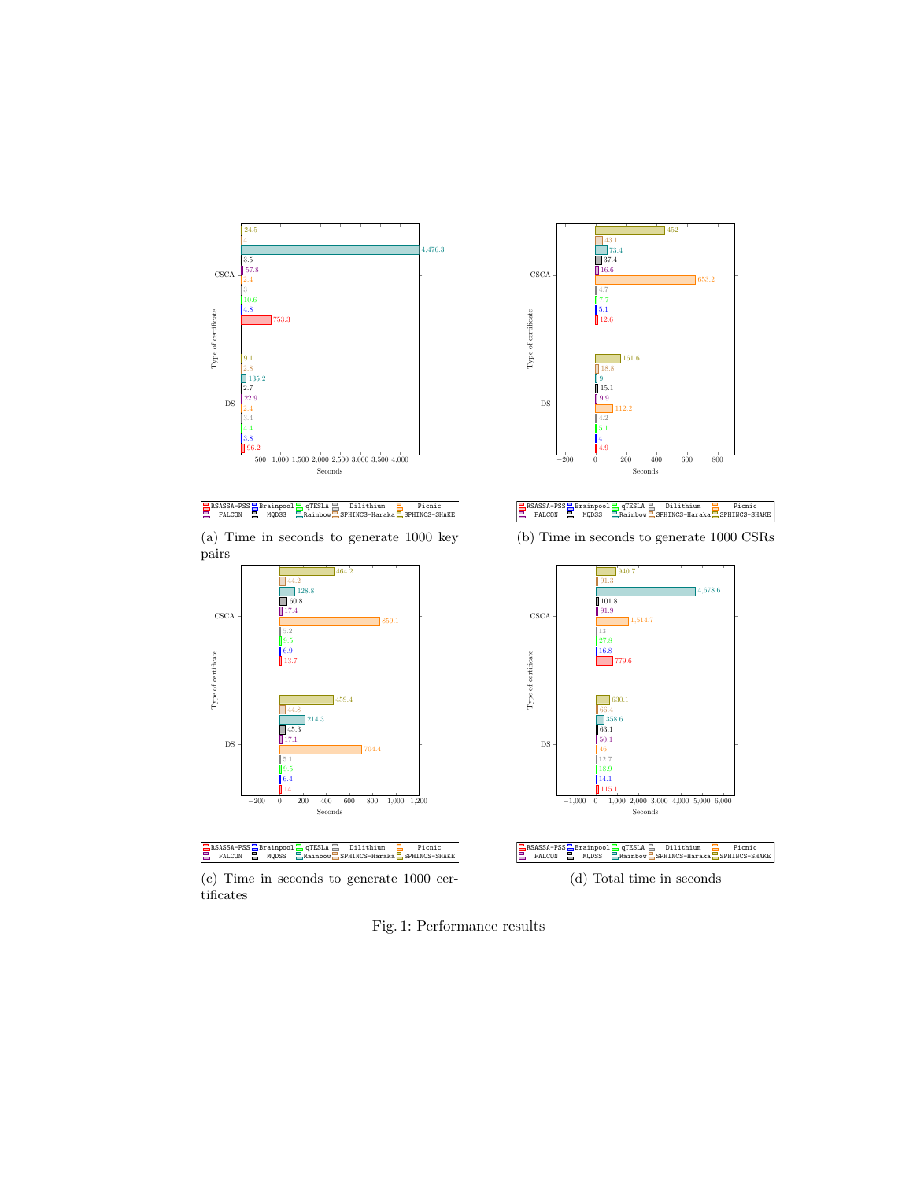(a) Time in seconds to generate 1000 key pairs

(b) Time in seconds to generate 1000 CSRs

(c) Time in seconds to generate 1000 certificates

(d) Total time in seconds

Fig. 1: Performance results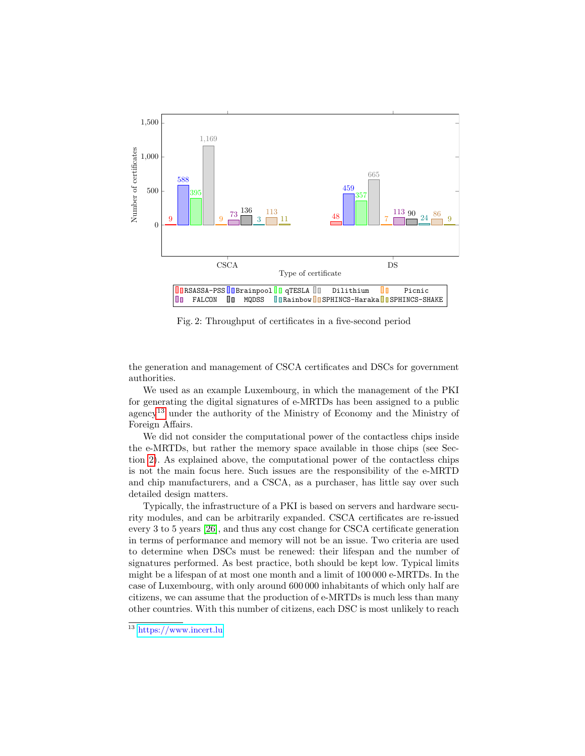Fig. 2: Throughput of certificates in a five-second period

the generation and management of CSCA certificates and DSCs for government authorities.

We used as an example Luxembourg, in which the management of the PKI for generating the digital signatures of e-MRTDs has been assigned to a public agency[13] under the authority of the Ministry of Economy and the Ministry of Foreign Affairs.

We did not consider the computational power of the contactless chips inside the e-MRTDs, but rather the memory space available in those chips (see Section 2). As explained above, the computational power of the contactless chips is not the main focus here. Such issues are the responsibility of the e-MRTD and chip manufacturers, and a CSCA, as a purchaser, has little say over such detailed design matters.

Typically, the infrastructure of a PKI is based on servers and hardware security modules, and can be arbitrarily expanded. CSCA certificates are re-issued every 3 to 5 years [26], and thus any cost change for CSCA certificate generation in terms of performance and memory will not be an issue. Two criteria are used to determine when DSCs must be renewed: their lifespan and the number of signatures performed. As best practice, both should be kept low. Typical limits might be a lifespan of at most one month and a limit of 100 000 e-MRTDs. In the case of Luxembourg, with only around 600 000 inhabitants of which only half are citizens, we can assume that the production of e-MRTDs is much less than many other countries. With this number of citizens, each DSC is most unlikely to reach

[13] https://www.incert.lu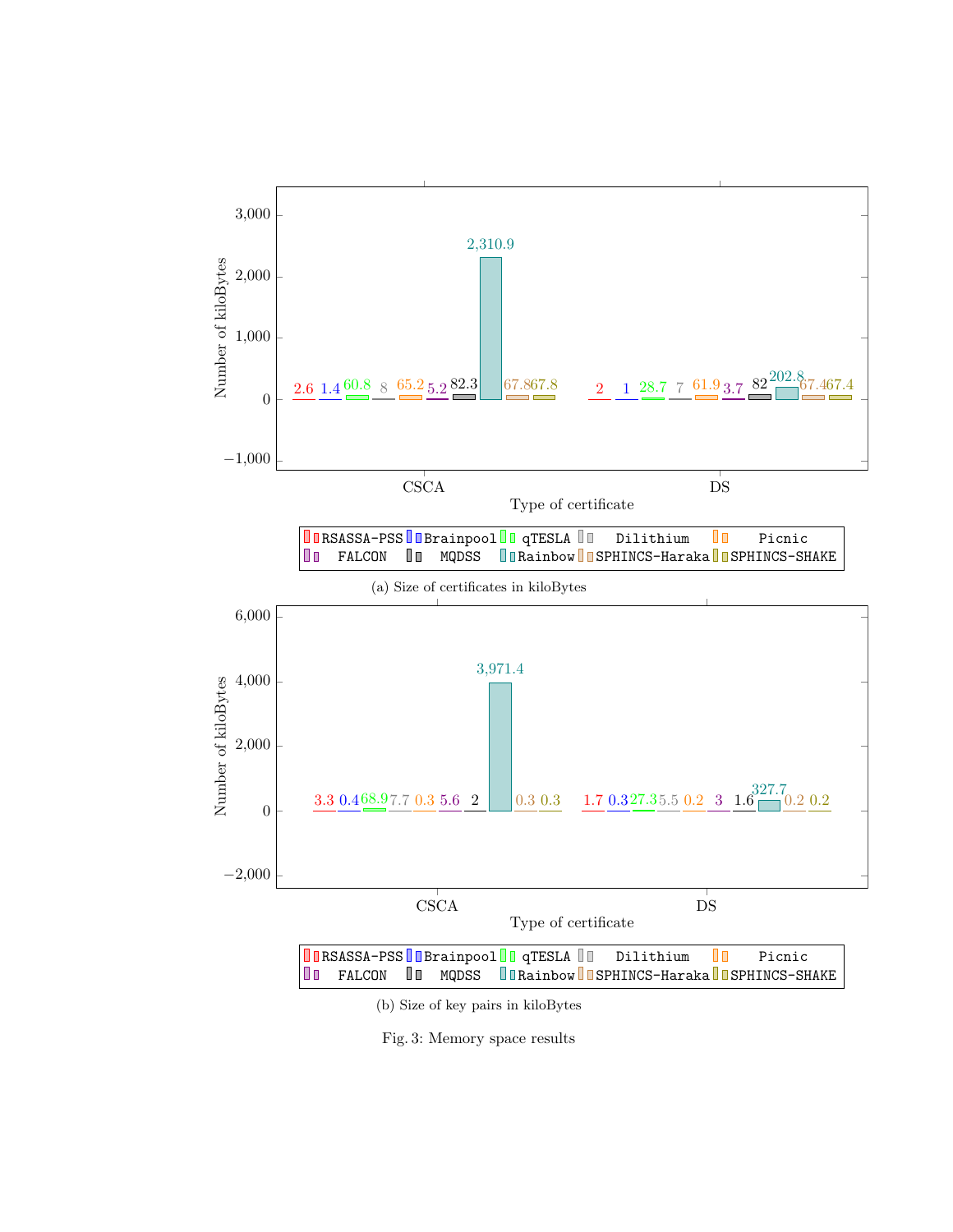| Type of certificate | RSASSA-PSS | Brainpool | qTESLA | Dilithium | Picnic | FALCON | MQDSS | Rainbow | SPHINCS-Haraka | SPHINCS-SHAKE |
|---|---|---|---|---|---|---|---|---|---|---|
| CSCA | 2.6 | 1.4 | 60.8 | 8 | 65.2 | 5.2 | 82.3 | 2,310.9 | 67.8 | 67.8 |
| DS | 2 | 1 | 28.7 | 7 | 61.9 | 3.7 | 82 | 202.8 | 67.4 | 67.4 |

(a) Size of certificates in kiloBytes

| Type of certificate | RSASSA-PSS | Brainpool | qTESLA | Dilithium | Picnic | FALCON | MQDSS | Rainbow | SPHINCS-Haraka | SPHINCS-SHAKE |
|---|---|---|---|---|---|---|---|---|---|---|
| CSCA | 3.3 | 0.4 | 68.9 | 7.7 | 0.3 | 5.6 | 2 | 3,971.4 | 0.3 | 0.3 |
| DS | 1.7 | 0.3 | 27.3 | 5.5 | 0.2 | 3 | 1.6 | 327.7 | 0.2 | 0.2 |

(b) Size of key pairs in kiloBytes

Fig. 3: Memory space results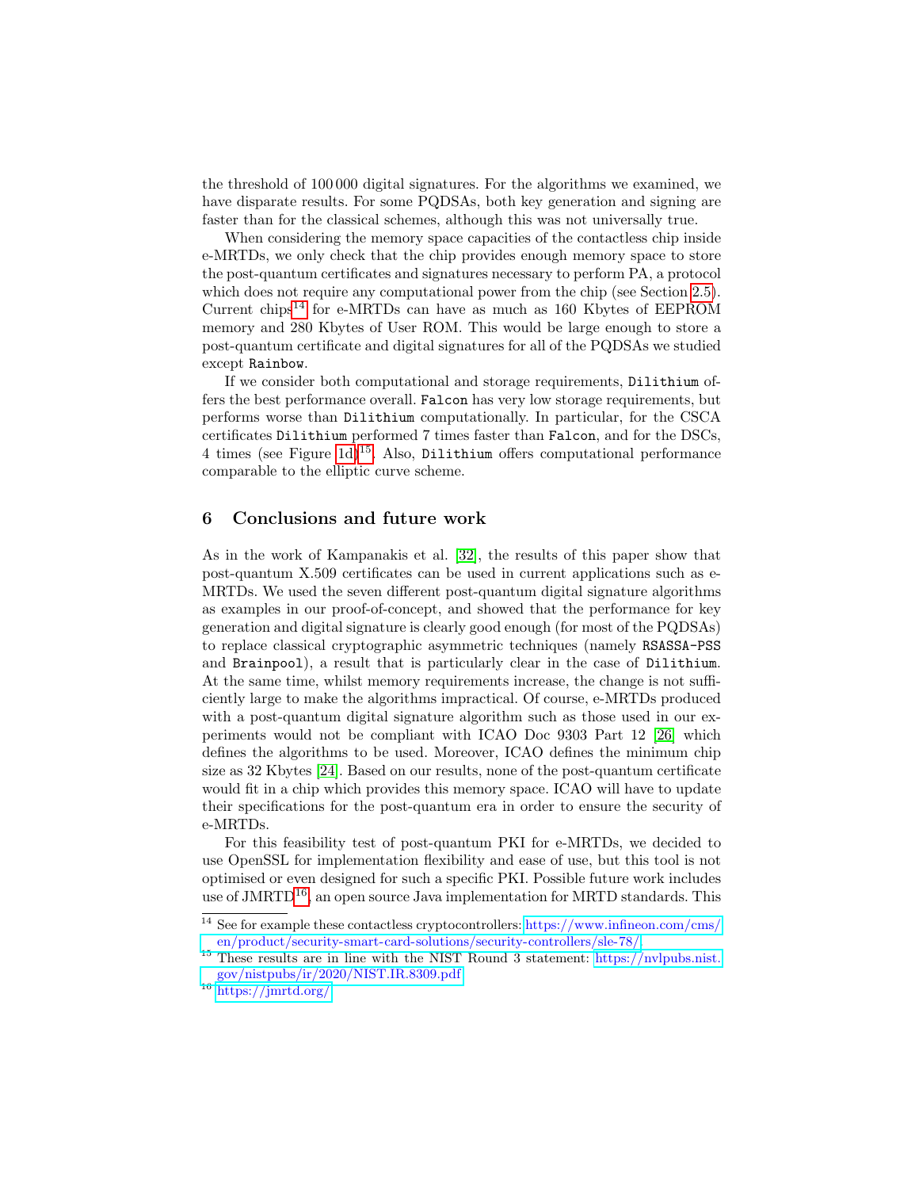the threshold of 100 000 digital signatures. For the algorithms we examined, we have disparate results. For some PQDSAs, both key generation and signing are faster than for the classical schemes, although this was not universally true.

When considering the memory space capacities of the contactless chip inside e-MRTDs, we only check that the chip provides enough memory space to store the post-quantum certificates and signatures necessary to perform PA, a protocol which does not require any computational power from the chip (see Section 2.5). Current chips[14] for e-MRTDs can have as much as 160 Kbytes of EEPROM memory and 280 Kbytes of User ROM. This would be large enough to store a post-quantum certificate and digital signatures for all of the PQDSAs we studied except `Rainbow`.

If we consider both computational and storage requirements, `Dilithium` offers the best performance overall. `Falcon` has very low storage requirements, but performs worse than `Dilithium` computationally. In particular, for the CSCA certificates `Dilithium` performed 7 times faster than `Falcon`, and for the DSCs, 4 times (see Figure 1d)[15]. Also, `Dilithium` offers computational performance comparable to the elliptic curve scheme.

## 6 Conclusions and future work

As in the work of Kampanakis et al. [32], the results of this paper show that post-quantum X.509 certificates can be used in current applications such as e-MRTDs. We used the seven different post-quantum digital signature algorithms as examples in our proof-of-concept, and showed that the performance for key generation and digital signature is clearly good enough (for most of the PQDSAs) to replace classical cryptographic asymmetric techniques (namely `RSASSA-PSS` and `Brainpool`), a result that is particularly clear in the case of `Dilithium`. At the same time, whilst memory requirements increase, the change is not sufficiently large to make the algorithms impractical. Of course, e-MRTDs produced with a post-quantum digital signature algorithm such as those used in our experiments would not be compliant with ICAO Doc 9303 Part 12 [26] which defines the algorithms to be used. Moreover, ICAO defines the minimum chip size as 32 Kbytes [24]. Based on our results, none of the post-quantum certificate would fit in a chip which provides this memory space. ICAO will have to update their specifications for the post-quantum era in order to ensure the security of e-MRTDs.

For this feasibility test of post-quantum PKI for e-MRTDs, we decided to use OpenSSL for implementation flexibility and ease of use, but this tool is not optimised or even designed for such a specific PKI. Possible future work includes use of JMRTD[16], an open source Java implementation for MRTD standards. This

---

[14] See for example these contactless cryptocontrollers: https://www.infineon.com/cms/en/product/security-smart-card-solutions/security-controllers/sle-78/

[15] These results are in line with the NIST Round 3 statement: https://nvlpubs.nist.gov/nistpubs/ir/2020/NIST.IR.8309.pdf

[16] https://jmrtd.org/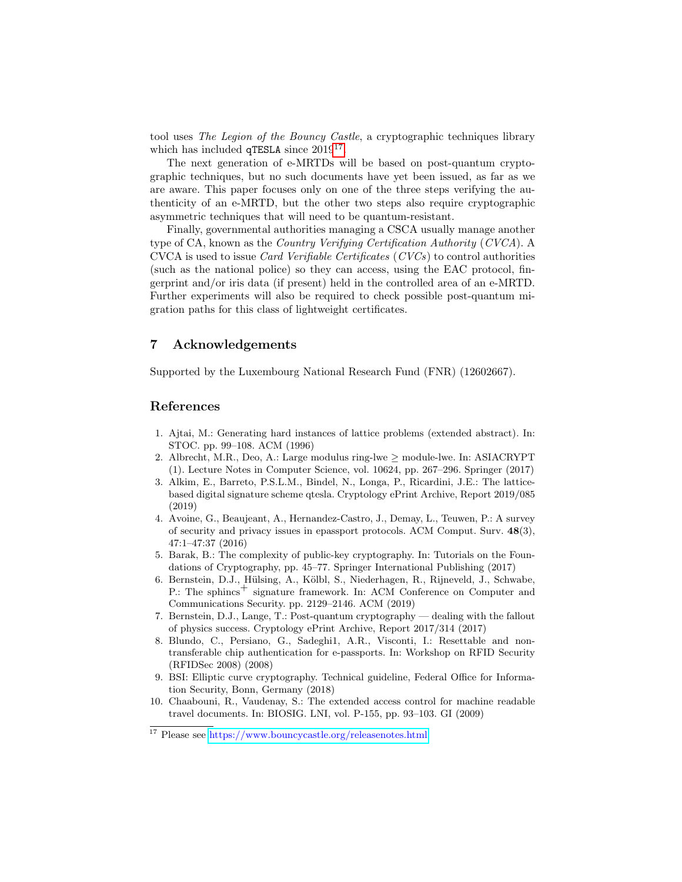tool uses *The Legion of the Bouncy Castle*, a cryptographic techniques library which has included `qTESLA` since 2019[17].

The next generation of e-MRTDs will be based on post-quantum cryptographic techniques, but no such documents have yet been issued, as far as we are aware. This paper focuses only on one of the three steps verifying the authenticity of an e-MRTD, but the other two steps also require cryptographic asymmetric techniques that will need to be quantum-resistant.

Finally, governmental authorities managing a CSCA usually manage another type of CA, known as the *Country Verifying Certification Authority* (*CVCA*). A CVCA is used to issue *Card Verifiable Certificates* (*CVCs*) to control authorities (such as the national police) so they can access, using the EAC protocol, fingerprint and/or iris data (if present) held in the controlled area of an e-MRTD. Further experiments will also be required to check possible post-quantum migration paths for this class of lightweight certificates.

## 7 Acknowledgements

Supported by the Luxembourg National Research Fund (FNR) (12602667).

## References

1. Ajtai, M.: Generating hard instances of lattice problems (extended abstract). In: STOC. pp. 99–108. ACM (1996)
2. Albrecht, M.R., Deo, A.: Large modulus ring-lwe $\geq$ module-lwe. In: ASIACRYPT (1). Lecture Notes in Computer Science, vol. 10624, pp. 267–296. Springer (2017)
3. Alkim, E., Barreto, P.S.L.M., Bindel, N., Longa, P., Ricardini, J.E.: The lattice-based digital signature scheme qtesla. Cryptology ePrint Archive, Report 2019/085 (2019)
4. Avoine, G., Beaujeant, A., Hernandez-Castro, J., Demay, L., Teuwen, P.: A survey of security and privacy issues in epassport protocols. ACM Comput. Surv. **48**(3), 47:1–47:37 (2016)
5. Barak, B.: The complexity of public-key cryptography. In: Tutorials on the Foundations of Cryptography, pp. 45–77. Springer International Publishing (2017)
6. Bernstein, D.J., Hülsing, A., Kölbl, S., Niederhagen, R., Rijneveld, J., Schwabe, P.: The sphincs$^{+}$ signature framework. In: ACM Conference on Computer and Communications Security. pp. 2129–2146. ACM (2019)
7. Bernstein, D.J., Lange, T.: Post-quantum cryptography — dealing with the fallout of physics success. Cryptology ePrint Archive, Report 2017/314 (2017)
8. Blundo, C., Persiano, G., Sadeghi1, A.R., Visconti, I.: Resettable and non-transferable chip authentication for e-passports. In: Workshop on RFID Security (RFIDSec 2008) (2008)
9. BSI: Elliptic curve cryptography. Technical guideline, Federal Office for Information Security, Bonn, Germany (2018)
10. Chaabouni, R., Vaudenay, S.: The extended access control for machine readable travel documents. In: BIOSIG. LNI, vol. P-155, pp. 93–103. GI (2009)

[17] Please see https://www.bouncycastle.org/releasenotes.html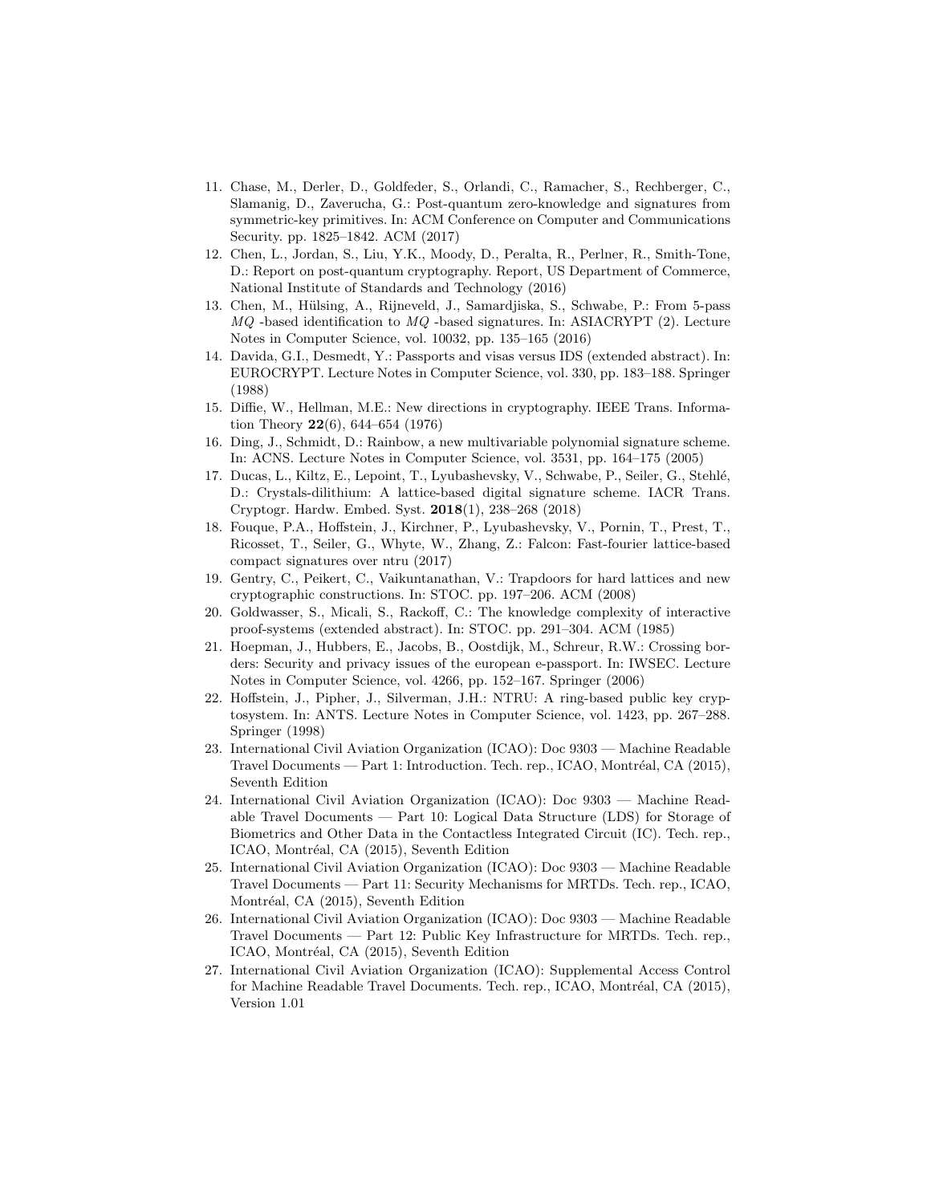11. Chase, M., Derler, D., Goldfeder, S., Orlandi, C., Ramacher, S., Rechberger, C., Slamanig, D., Zaverucha, G.: Post-quantum zero-knowledge and signatures from symmetric-key primitives. In: ACM Conference on Computer and Communications Security. pp. 1825–1842. ACM (2017)
12. Chen, L., Jordan, S., Liu, Y.K., Moody, D., Peralta, R., Perlner, R., Smith-Tone, D.: Report on post-quantum cryptography. Report, US Department of Commerce, National Institute of Standards and Technology (2016)
13. Chen, M., Hülsing, A., Rijneveld, J., Samardjiska, S., Schwabe, P.: From 5-pass $MQ$ -based identification to $MQ$ -based signatures. In: ASIACRYPT (2). Lecture Notes in Computer Science, vol. 10032, pp. 135–165 (2016)
14. Davida, G.I., Desmedt, Y.: Passports and visas versus IDS (extended abstract). In: EUROCRYPT. Lecture Notes in Computer Science, vol. 330, pp. 183–188. Springer (1988)
15. Diffie, W., Hellman, M.E.: New directions in cryptography. IEEE Trans. Information Theory **22**(6), 644–654 (1976)
16. Ding, J., Schmidt, D.: Rainbow, a new multivariable polynomial signature scheme. In: ACNS. Lecture Notes in Computer Science, vol. 3531, pp. 164–175 (2005)
17. Ducas, L., Kiltz, E., Lepoint, T., Lyubashevsky, V., Schwabe, P., Seiler, G., Stehlé, D.: Crystals-dilithium: A lattice-based digital signature scheme. IACR Trans. Cryptogr. Hardw. Embed. Syst. **2018**(1), 238–268 (2018)
18. Fouque, P.A., Hoffstein, J., Kirchner, P., Lyubashevsky, V., Pornin, T., Prest, T., Ricosset, T., Seiler, G., Whyte, W., Zhang, Z.: Falcon: Fast-fourier lattice-based compact signatures over ntru (2017)
19. Gentry, C., Peikert, C., Vaikuntanathan, V.: Trapdoors for hard lattices and new cryptographic constructions. In: STOC. pp. 197–206. ACM (2008)
20. Goldwasser, S., Micali, S., Rackoff, C.: The knowledge complexity of interactive proof-systems (extended abstract). In: STOC. pp. 291–304. ACM (1985)
21. Hoepman, J., Hubbers, E., Jacobs, B., Oostdijk, M., Schreur, R.W.: Crossing borders: Security and privacy issues of the european e-passport. In: IWSEC. Lecture Notes in Computer Science, vol. 4266, pp. 152–167. Springer (2006)
22. Hoffstein, J., Pipher, J., Silverman, J.H.: NTRU: A ring-based public key cryptosystem. In: ANTS. Lecture Notes in Computer Science, vol. 1423, pp. 267–288. Springer (1998)
23. International Civil Aviation Organization (ICAO): Doc 9303 — Machine Readable Travel Documents — Part 1: Introduction. Tech. rep., ICAO, Montréal, CA (2015), Seventh Edition
24. International Civil Aviation Organization (ICAO): Doc 9303 — Machine Readable Travel Documents — Part 10: Logical Data Structure (LDS) for Storage of Biometrics and Other Data in the Contactless Integrated Circuit (IC). Tech. rep., ICAO, Montréal, CA (2015), Seventh Edition
25. International Civil Aviation Organization (ICAO): Doc 9303 — Machine Readable Travel Documents — Part 11: Security Mechanisms for MRTDs. Tech. rep., ICAO, Montréal, CA (2015), Seventh Edition
26. International Civil Aviation Organization (ICAO): Doc 9303 — Machine Readable Travel Documents — Part 12: Public Key Infrastructure for MRTDs. Tech. rep., ICAO, Montréal, CA (2015), Seventh Edition
27. International Civil Aviation Organization (ICAO): Supplemental Access Control for Machine Readable Travel Documents. Tech. rep., ICAO, Montréal, CA (2015), Version 1.01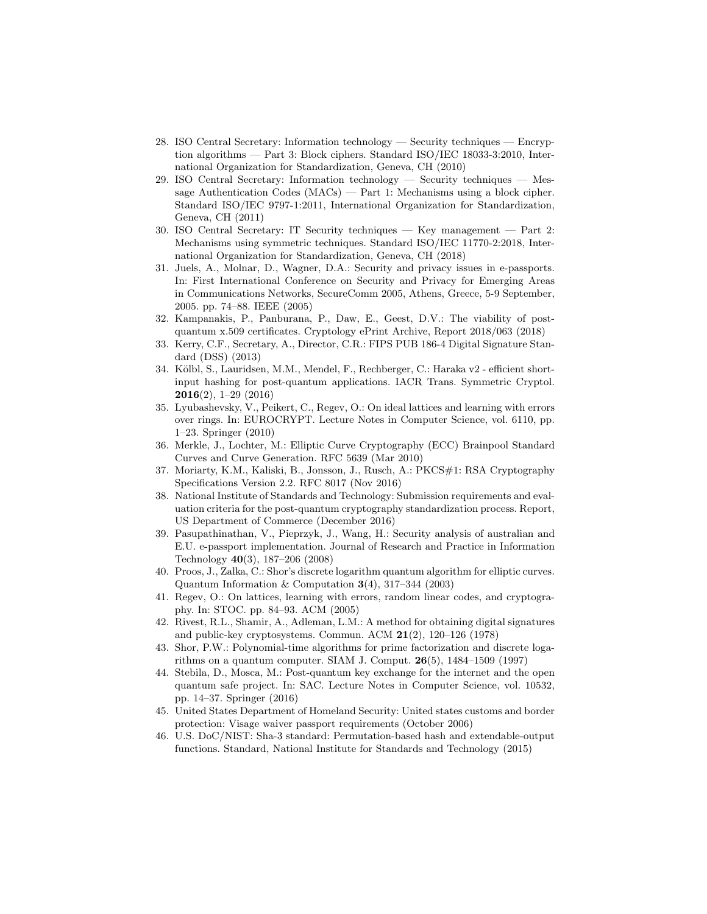28. ISO Central Secretary: Information technology — Security techniques — Encryption algorithms — Part 3: Block ciphers. Standard ISO/IEC 18033-3:2010, International Organization for Standardization, Geneva, CH (2010)
29. ISO Central Secretary: Information technology — Security techniques — Message Authentication Codes (MACs) — Part 1: Mechanisms using a block cipher. Standard ISO/IEC 9797-1:2011, International Organization for Standardization, Geneva, CH (2011)
30. ISO Central Secretary: IT Security techniques — Key management — Part 2: Mechanisms using symmetric techniques. Standard ISO/IEC 11770-2:2018, International Organization for Standardization, Geneva, CH (2018)
31. Juels, A., Molnar, D., Wagner, D.A.: Security and privacy issues in e-passports. In: First International Conference on Security and Privacy for Emerging Areas in Communications Networks, SecureComm 2005, Athens, Greece, 5-9 September, 2005. pp. 74–88. IEEE (2005)
32. Kampanakis, P., Panburana, P., Daw, E., Geest, D.V.: The viability of post-quantum x.509 certificates. Cryptology ePrint Archive, Report 2018/063 (2018)
33. Kerry, C.F., Secretary, A., Director, C.R.: FIPS PUB 186-4 Digital Signature Standard (DSS) (2013)
34. Kölbl, S., Lauridsen, M.M., Mendel, F., Rechberger, C.: Haraka v2 - efficient short-input hashing for post-quantum applications. IACR Trans. Symmetric Cryptol. **2016**(2), 1–29 (2016)
35. Lyubashevsky, V., Peikert, C., Regev, O.: On ideal lattices and learning with errors over rings. In: EUROCRYPT. Lecture Notes in Computer Science, vol. 6110, pp. 1–23. Springer (2010)
36. Merkle, J., Lochter, M.: Elliptic Curve Cryptography (ECC) Brainpool Standard Curves and Curve Generation. RFC 5639 (Mar 2010)
37. Moriarty, K.M., Kaliski, B., Jonsson, J., Rusch, A.: PKCS#1: RSA Cryptography Specifications Version 2.2. RFC 8017 (Nov 2016)
38. National Institute of Standards and Technology: Submission requirements and evaluation criteria for the post-quantum cryptography standardization process. Report, US Department of Commerce (December 2016)
39. Pasupathinathan, V., Pieprzyk, J., Wang, H.: Security analysis of australian and E.U. e-passport implementation. Journal of Research and Practice in Information Technology **40**(3), 187–206 (2008)
40. Proos, J., Zalka, C.: Shor's discrete logarithm quantum algorithm for elliptic curves. Quantum Information & Computation **3**(4), 317–344 (2003)
41. Regev, O.: On lattices, learning with errors, random linear codes, and cryptography. In: STOC. pp. 84–93. ACM (2005)
42. Rivest, R.L., Shamir, A., Adleman, L.M.: A method for obtaining digital signatures and public-key cryptosystems. Commun. ACM **21**(2), 120–126 (1978)
43. Shor, P.W.: Polynomial-time algorithms for prime factorization and discrete logarithms on a quantum computer. SIAM J. Comput. **26**(5), 1484–1509 (1997)
44. Stebila, D., Mosca, M.: Post-quantum key exchange for the internet and the open quantum safe project. In: SAC. Lecture Notes in Computer Science, vol. 10532, pp. 14–37. Springer (2016)
45. United States Department of Homeland Security: United states customs and border protection: Visage waiver passport requirements (October 2006)
46. U.S. DoC/NIST: Sha-3 standard: Permutation-based hash and extendable-output functions. Standard, National Institute for Standards and Technology (2015)